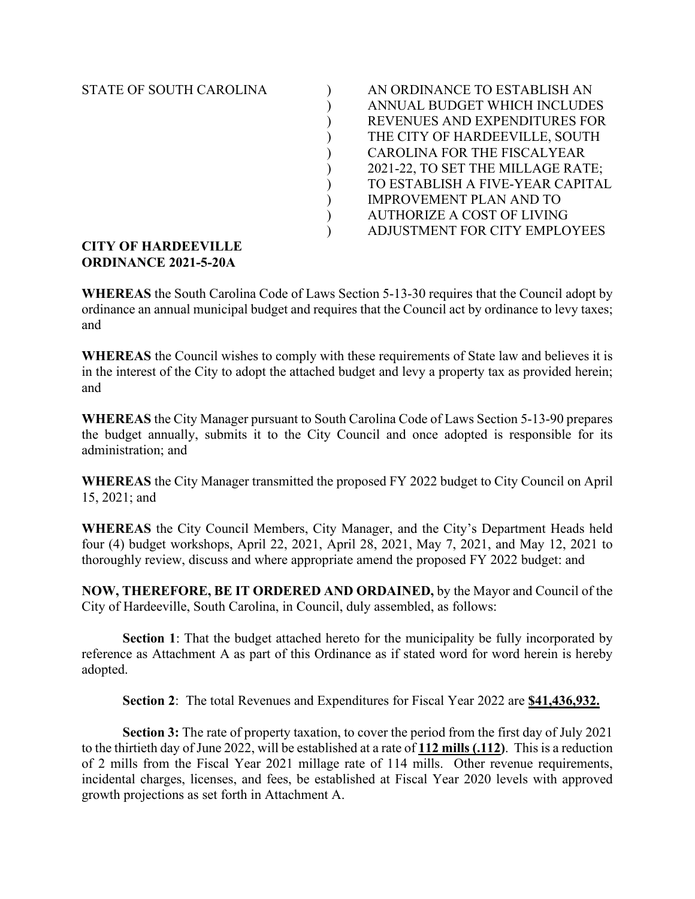STATE OF SOUTH CAROLINA

AN ORDINANCE TO ESTABLISH AN ANNUAL BUDGET WHICH INCLUDES REVENUES AND EXPENDITURES FOR THE CITY OF HARDEEVILLE, SOUTH CAROLINA FOR THE FISCALYEAR 2021-22, TO SET THE MILLAGE RATE; TO ESTABLISH A FIVE-YEAR CAPITAL IMPROVEMENT PLAN AND TO AUTHORIZE A COST OF LIVING ADJUSTMENT FOR CITY EMPLOYEES

**CITY OF HARDEEVILLE**
**ORDINANCE 2021-5-20A**

**WHEREAS** the South Carolina Code of Laws Section 5-13-30 requires that the Council adopt by ordinance an annual municipal budget and requires that the Council act by ordinance to levy taxes; and

**WHEREAS** the Council wishes to comply with these requirements of State law and believes it is in the interest of the City to adopt the attached budget and levy a property tax as provided herein; and

**WHEREAS** the City Manager pursuant to South Carolina Code of Laws Section 5-13-90 prepares the budget annually, submits it to the City Council and once adopted is responsible for its administration; and

**WHEREAS** the City Manager transmitted the proposed FY 2022 budget to City Council on April 15, 2021; and

**WHEREAS** the City Council Members, City Manager, and the City's Department Heads held four (4) budget workshops, April 22, 2021, April 28, 2021, May 7, 2021, and May 12, 2021 to thoroughly review, discuss and where appropriate amend the proposed FY 2022 budget: and

**NOW, THEREFORE, BE IT ORDERED AND ORDAINED,** by the Mayor and Council of the City of Hardeeville, South Carolina, in Council, duly assembled, as follows:

**Section 1**: That the budget attached hereto for the municipality be fully incorporated by reference as Attachment A as part of this Ordinance as if stated word for word herein is hereby adopted.

**Section 2**: The total Revenues and Expenditures for Fiscal Year 2022 are **$41,436,932.**

**Section 3:** The rate of property taxation, to cover the period from the first day of July 2021 to the thirtieth day of June 2022, will be established at a rate of **112 mills (.112)**. This is a reduction of 2 mills from the Fiscal Year 2021 millage rate of 114 mills. Other revenue requirements, incidental charges, licenses, and fees, be established at Fiscal Year 2020 levels with approved growth projections as set forth in Attachment A.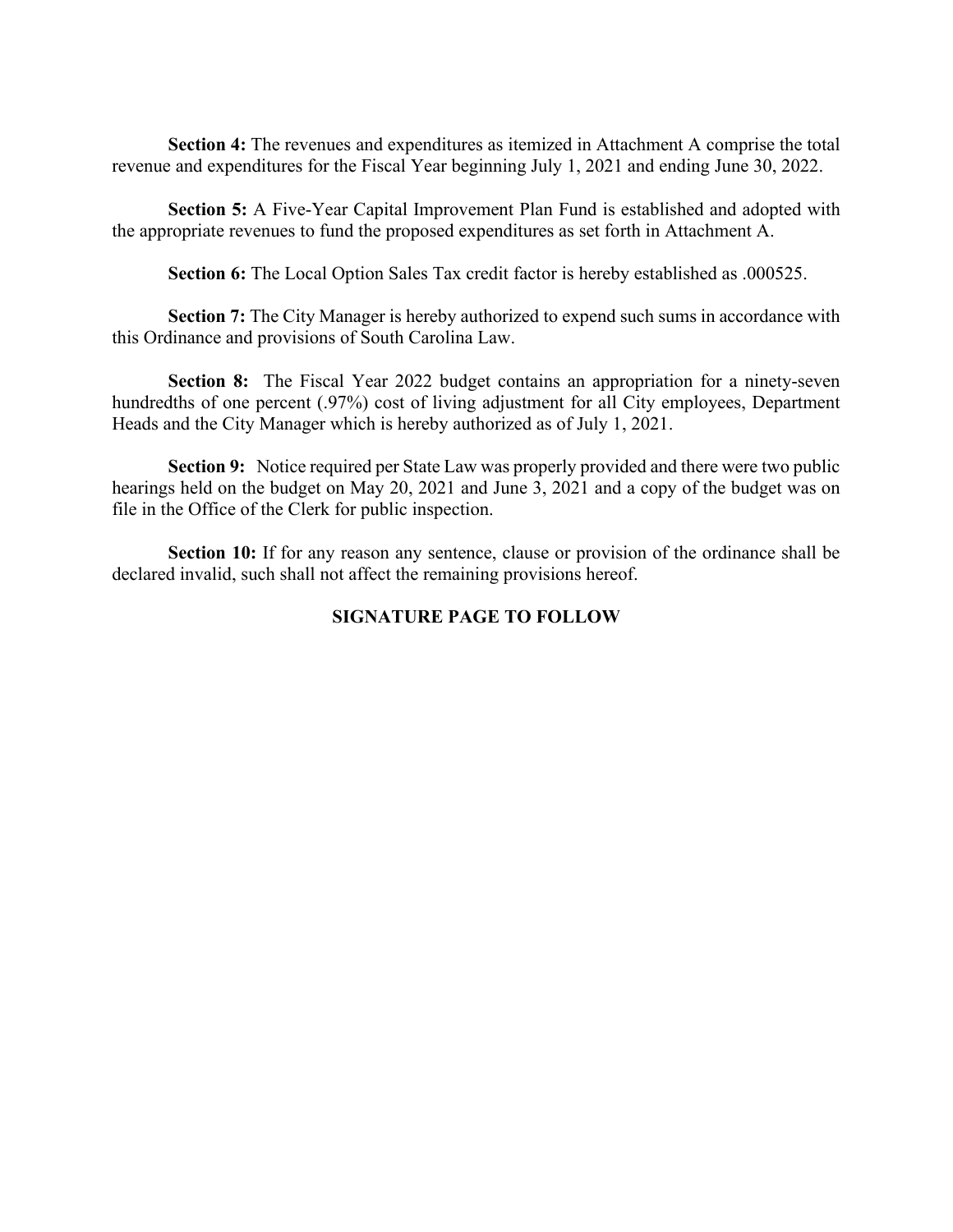**Section 4:** The revenues and expenditures as itemized in Attachment A comprise the total revenue and expenditures for the Fiscal Year beginning July 1, 2021 and ending June 30, 2022.

**Section 5:** A Five-Year Capital Improvement Plan Fund is established and adopted with the appropriate revenues to fund the proposed expenditures as set forth in Attachment A.

**Section 6:** The Local Option Sales Tax credit factor is hereby established as .000525.

**Section 7:** The City Manager is hereby authorized to expend such sums in accordance with this Ordinance and provisions of South Carolina Law.

**Section 8:** The Fiscal Year 2022 budget contains an appropriation for a ninety-seven hundredths of one percent (.97%) cost of living adjustment for all City employees, Department Heads and the City Manager which is hereby authorized as of July 1, 2021.

**Section 9:** Notice required per State Law was properly provided and there were two public hearings held on the budget on May 20, 2021 and June 3, 2021 and a copy of the budget was on file in the Office of the Clerk for public inspection.

**Section 10:** If for any reason any sentence, clause or provision of the ordinance shall be declared invalid, such shall not affect the remaining provisions hereof.

**SIGNATURE PAGE TO FOLLOW**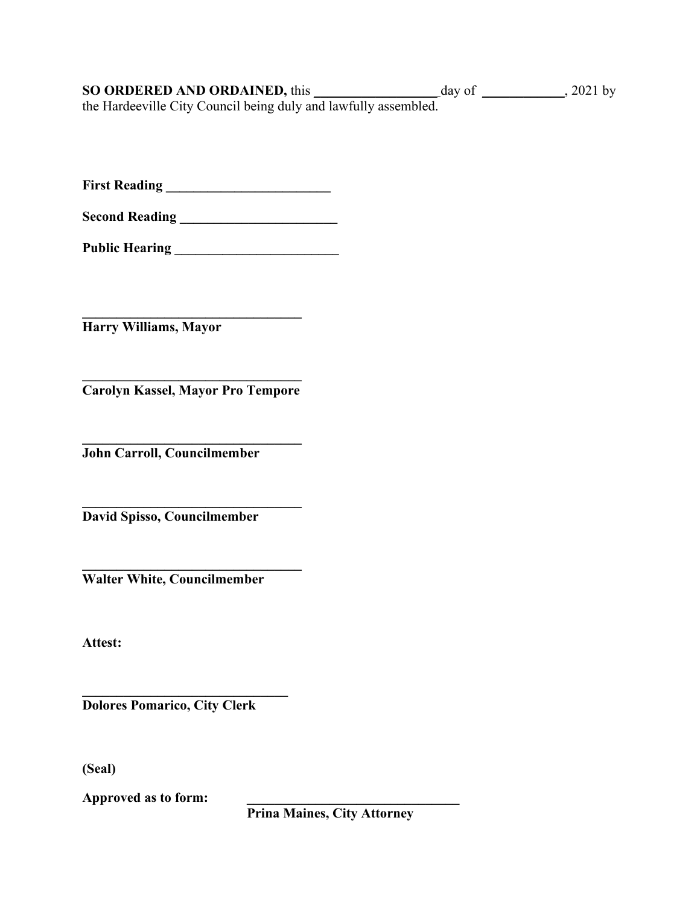**SO ORDERED AND ORDAINED,** this \_\_\_\_\_\_\_\_\_\_\_\_\_\_\_\_\_\_\_ day of \_\_\_\_\_\_\_\_\_\_\_\_\_, 2021 by the Hardeeville City Council being duly and lawfully assembled.

**First Reading \_\_\_\_\_\_\_\_\_\_\_\_\_\_\_\_\_\_\_\_\_\_\_\_\_**

**Second Reading \_\_\_\_\_\_\_\_\_\_\_\_\_\_\_\_\_\_\_\_\_\_\_\_**

**Public Hearing \_\_\_\_\_\_\_\_\_\_\_\_\_\_\_\_\_\_\_\_\_\_\_\_\_**

\_\_\_\_\_\_\_\_\_\_\_\_\_\_\_\_\_\_\_\_\_\_\_\_\_\_\_\_\_\_\_\_\_\_
**Harry Williams, Mayor**

\_\_\_\_\_\_\_\_\_\_\_\_\_\_\_\_\_\_\_\_\_\_\_\_\_\_\_\_\_\_\_\_\_\_
**Carolyn Kassel, Mayor Pro Tempore**

\_\_\_\_\_\_\_\_\_\_\_\_\_\_\_\_\_\_\_\_\_\_\_\_\_\_\_\_\_\_\_\_\_\_
**John Carroll, Councilmember**

\_\_\_\_\_\_\_\_\_\_\_\_\_\_\_\_\_\_\_\_\_\_\_\_\_\_\_\_\_\_\_\_\_\_
**David Spisso, Councilmember**

\_\_\_\_\_\_\_\_\_\_\_\_\_\_\_\_\_\_\_\_\_\_\_\_\_\_\_\_\_\_\_\_\_\_
**Walter White, Councilmember**

**Attest:**

\_\_\_\_\_\_\_\_\_\_\_\_\_\_\_\_\_\_\_\_\_\_\_\_\_\_\_\_\_\_\_\_
**Dolores Pomarico, City Clerk**

**(Seal)**

**Approved as to form:** \_\_\_\_\_\_\_\_\_\_\_\_\_\_\_\_\_\_\_\_\_\_\_\_\_\_\_\_\_\_\_\_\_\_
**Prina Maines, City Attorney**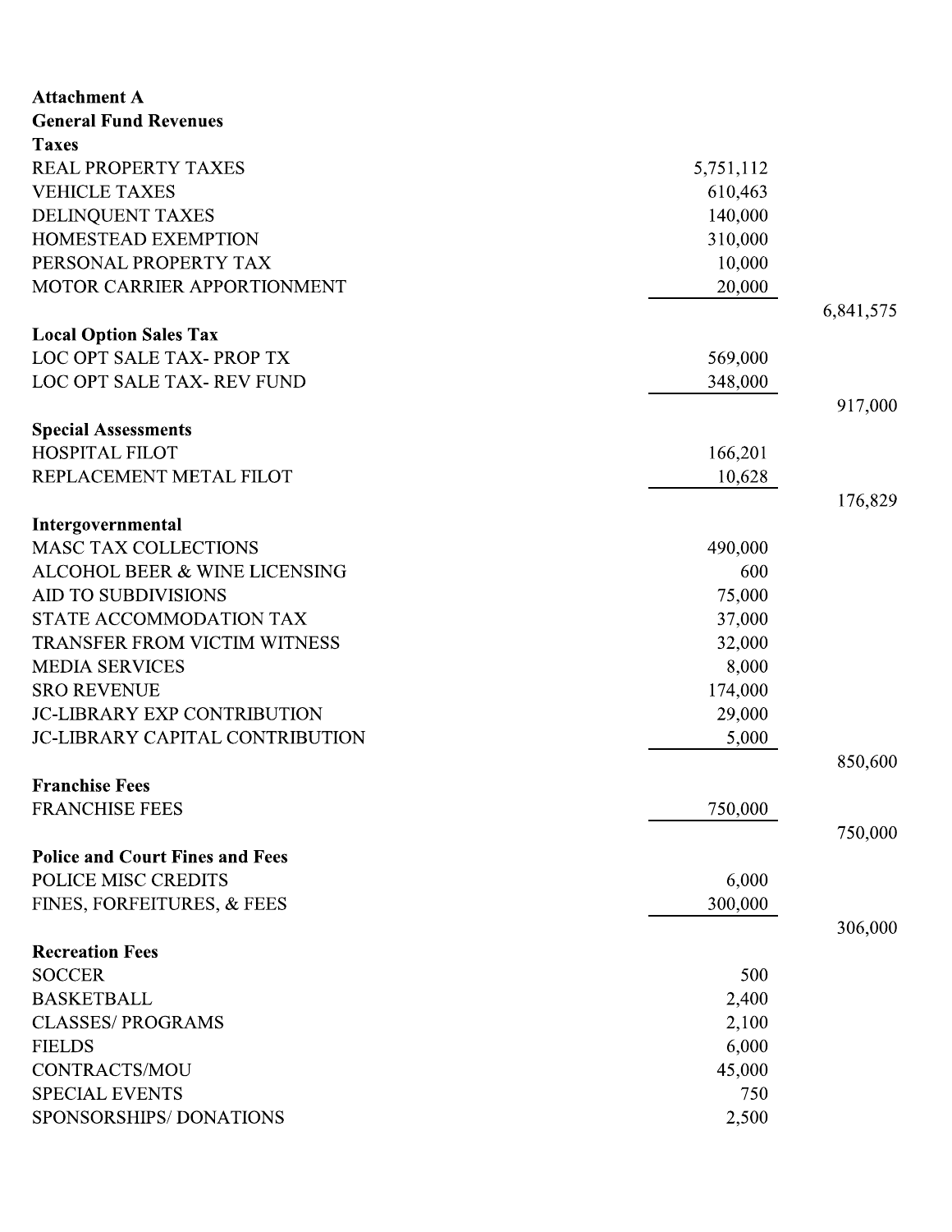**Attachment A**

**General Fund Revenues**

| | | |
|---|---|---|
| **Taxes** | | |
| REAL PROPERTY TAXES | 5,751,112 | |
| VEHICLE TAXES | 610,463 | |
| DELINQUENT TAXES | 140,000 | |
| HOMESTEAD EXEMPTION | 310,000 | |
| PERSONAL PROPERTY TAX | 10,000 | |
| MOTOR CARRIER APPORTIONMENT | 20,000 | |
| | | 6,841,575 |
| **Local Option Sales Tax** | | |
| LOC OPT SALE TAX- PROP TX | 569,000 | |
| LOC OPT SALE TAX- REV FUND | 348,000 | |
| | | 917,000 |
| **Special Assessments** | | |
| HOSPITAL FILOT | 166,201 | |
| REPLACEMENT METAL FILOT | 10,628 | |
| | | 176,829 |
| **Intergovernmental** | | |
| MASC TAX COLLECTIONS | 490,000 | |
| ALCOHOL BEER & WINE LICENSING | 600 | |
| AID TO SUBDIVISIONS | 75,000 | |
| STATE ACCOMMODATION TAX | 37,000 | |
| TRANSFER FROM VICTIM WITNESS | 32,000 | |
| MEDIA SERVICES | 8,000 | |
| SRO REVENUE | 174,000 | |
| JC-LIBRARY EXP CONTRIBUTION | 29,000 | |
| JC-LIBRARY CAPITAL CONTRIBUTION | 5,000 | |
| | | 850,600 |
| **Franchise Fees** | | |
| FRANCHISE FEES | 750,000 | |
| | | 750,000 |
| **Police and Court Fines and Fees** | | |
| POLICE MISC CREDITS | 6,000 | |
| FINES, FORFEITURES, & FEES | 300,000 | |
| | | 306,000 |
| **Recreation Fees** | | |
| SOCCER | 500 | |
| BASKETBALL | 2,400 | |
| CLASSES/ PROGRAMS | 2,100 | |
| FIELDS | 6,000 | |
| CONTRACTS/MOU | 45,000 | |
| SPECIAL EVENTS | 750 | |
| SPONSORSHIPS/ DONATIONS | 2,500 | |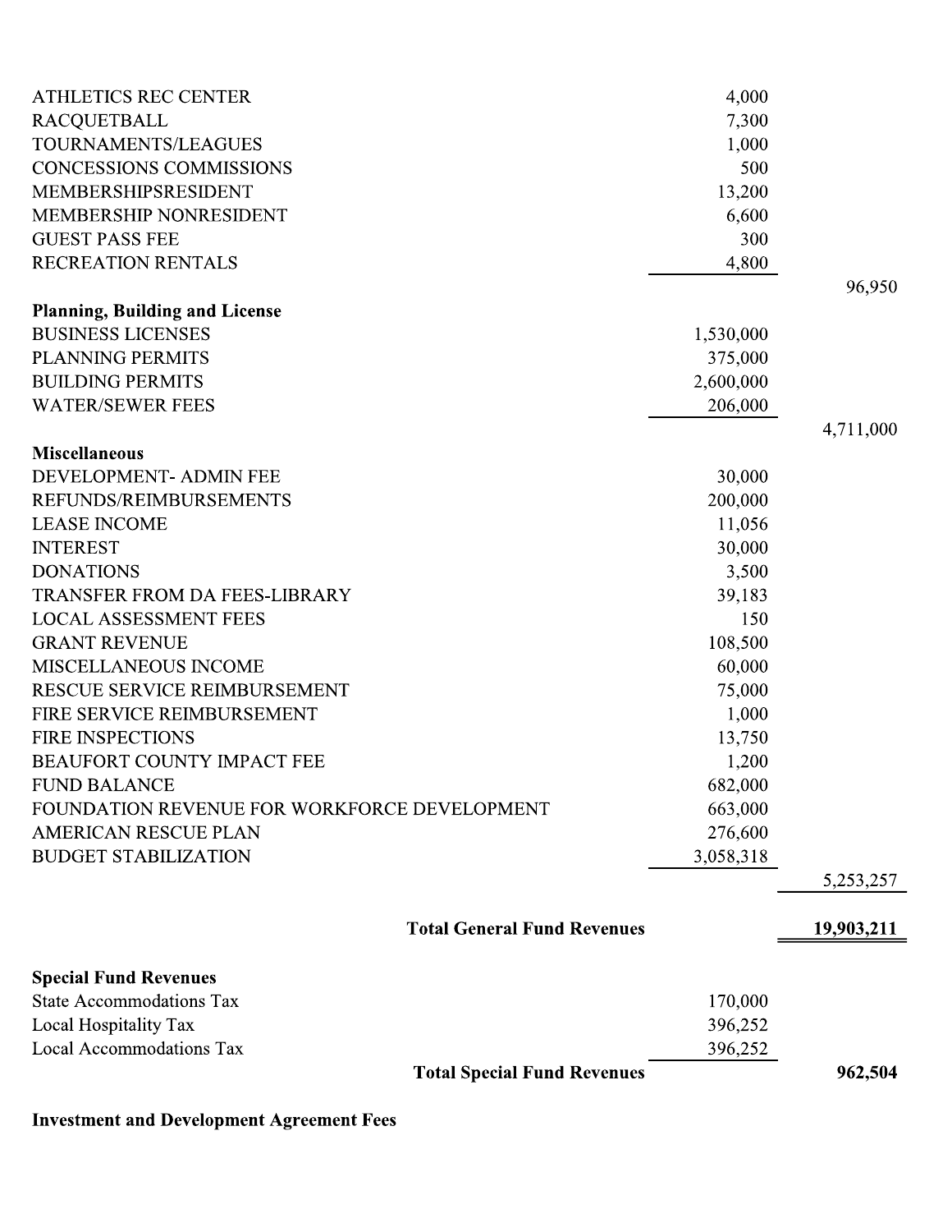| | | |
|---|---|---|
| ATHLETICS REC CENTER | 4,000 | |
| RACQUETBALL | 7,300 | |
| TOURNAMENTS/LEAGUES | 1,000 | |
| CONCESSIONS COMMISSIONS | 500 | |
| MEMBERSHIPSRESIDENT | 13,200 | |
| MEMBERSHIP NONRESIDENT | 6,600 | |
| GUEST PASS FEE | 300 | |
| RECREATION RENTALS | 4,800 | |
| | | 96,950 |
| **Planning, Building and License** | | |
| BUSINESS LICENSES | 1,530,000 | |
| PLANNING PERMITS | 375,000 | |
| BUILDING PERMITS | 2,600,000 | |
| WATER/SEWER FEES | 206,000 | |
| | | 4,711,000 |
| **Miscellaneous** | | |
| DEVELOPMENT- ADMIN FEE | 30,000 | |
| REFUNDS/REIMBURSEMENTS | 200,000 | |
| LEASE INCOME | 11,056 | |
| INTEREST | 30,000 | |
| DONATIONS | 3,500 | |
| TRANSFER FROM DA FEES-LIBRARY | 39,183 | |
| LOCAL ASSESSMENT FEES | 150 | |
| GRANT REVENUE | 108,500 | |
| MISCELLANEOUS INCOME | 60,000 | |
| RESCUE SERVICE REIMBURSEMENT | 75,000 | |
| FIRE SERVICE REIMBURSEMENT | 1,000 | |
| FIRE INSPECTIONS | 13,750 | |
| BEAUFORT COUNTY IMPACT FEE | 1,200 | |
| FUND BALANCE | 682,000 | |
| FOUNDATION REVENUE FOR WORKFORCE DEVELOPMENT | 663,000 | |
| AMERICAN RESCUE PLAN | 276,600 | |
| BUDGET STABILIZATION | 3,058,318 | |
| | | 5,253,257 |
| **Total General Fund Revenues** | | **19,903,211** |
| **Special Fund Revenues** | | |
| State Accommodations Tax | 170,000 | |
| Local Hospitality Tax | 396,252 | |
| Local Accommodations Tax | 396,252 | |
| **Total Special Fund Revenues** | | **962,504** |

**Investment and Development Agreement Fees**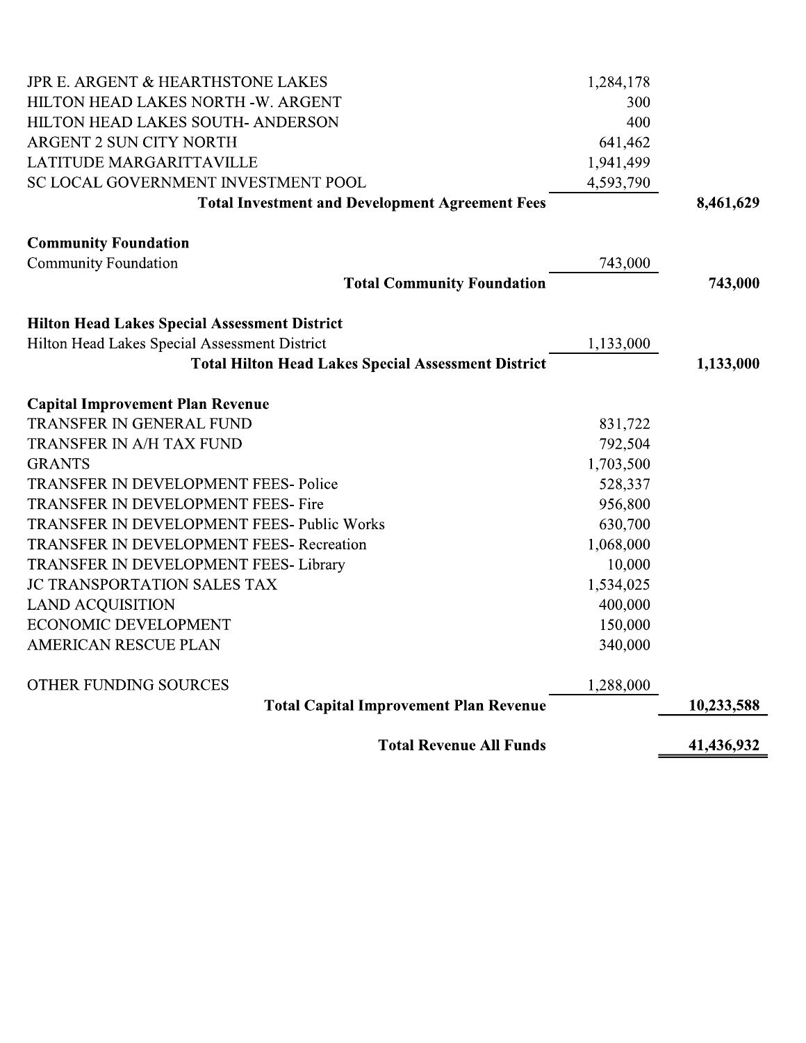| | | |
|---|---|---|
| JPR E. ARGENT & HEARTHSTONE LAKES | 1,284,178 | |
| HILTON HEAD LAKES NORTH -W. ARGENT | 300 | |
| HILTON HEAD LAKES SOUTH- ANDERSON | 400 | |
| ARGENT 2 SUN CITY NORTH | 641,462 | |
| LATITUDE MARGARITTAVILLE | 1,941,499 | |
| SC LOCAL GOVERNMENT INVESTMENT POOL | 4,593,790 | |
| **Total Investment and Development Agreement Fees** | | **8,461,629** |
| | | |
| **Community Foundation** | | |
| Community Foundation | 743,000 | |
| **Total Community Foundation** | | **743,000** |
| | | |
| **Hilton Head Lakes Special Assessment District** | | |
| Hilton Head Lakes Special Assessment District | 1,133,000 | |
| **Total Hilton Head Lakes Special Assessment District** | | **1,133,000** |
| | | |
| **Capital Improvement Plan Revenue** | | |
| TRANSFER IN GENERAL FUND | 831,722 | |
| TRANSFER IN A/H TAX FUND | 792,504 | |
| GRANTS | 1,703,500 | |
| TRANSFER IN DEVELOPMENT FEES- Police | 528,337 | |
| TRANSFER IN DEVELOPMENT FEES- Fire | 956,800 | |
| TRANSFER IN DEVELOPMENT FEES- Public Works | 630,700 | |
| TRANSFER IN DEVELOPMENT FEES- Recreation | 1,068,000 | |
| TRANSFER IN DEVELOPMENT FEES- Library | 10,000 | |
| JC TRANSPORTATION SALES TAX | 1,534,025 | |
| LAND ACQUISITION | 400,000 | |
| ECONOMIC DEVELOPMENT | 150,000 | |
| AMERICAN RESCUE PLAN | 340,000 | |
| | | |
| OTHER FUNDING SOURCES | 1,288,000 | |
| **Total Capital Improvement Plan Revenue** | | **10,233,588** |
| | | |
| **Total Revenue All Funds** | | **41,436,932** |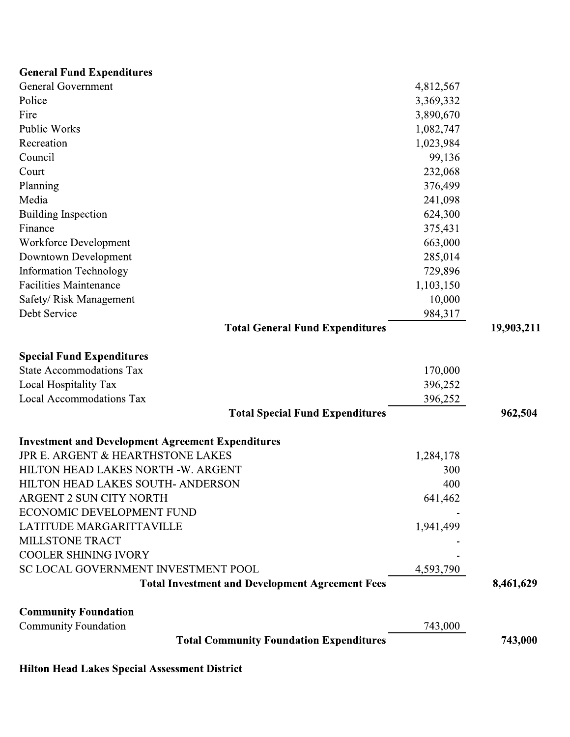**General Fund Expenditures**

| | | |
|---|---|---|
| General Government | 4,812,567 | |
| Police | 3,369,332 | |
| Fire | 3,890,670 | |
| Public Works | 1,082,747 | |
| Recreation | 1,023,984 | |
| Council | 99,136 | |
| Court | 232,068 | |
| Planning | 376,499 | |
| Media | 241,098 | |
| Building Inspection | 624,300 | |
| Finance | 375,431 | |
| Workforce Development | 663,000 | |
| Downtown Development | 285,014 | |
| Information Technology | 729,896 | |
| Facilities Maintenance | 1,103,150 | |
| Safety/ Risk Management | 10,000 | |
| Debt Service | 984,317 | |
| **Total General Fund Expenditures** | | **19,903,211** |

**Special Fund Expenditures**

| | | |
|---|---|---|
| State Accommodations Tax | 170,000 | |
| Local Hospitality Tax | 396,252 | |
| Local Accommodations Tax | 396,252 | |
| **Total Special Fund Expenditures** | | **962,504** |

**Investment and Development Agreement Expenditures**

| | | |
|---|---|---|
| JPR E. ARGENT & HEARTHSTONE LAKES | 1,284,178 | |
| HILTON HEAD LAKES NORTH -W. ARGENT | 300 | |
| HILTON HEAD LAKES SOUTH- ANDERSON | 400 | |
| ARGENT 2 SUN CITY NORTH | 641,462 | |
| ECONOMIC DEVELOPMENT FUND | - | |
| LATITUDE MARGARITTAVILLE | 1,941,499 | |
| MILLSTONE TRACT | - | |
| COOLER SHINING IVORY | - | |
| SC LOCAL GOVERNMENT INVESTMENT POOL | 4,593,790 | |
| **Total Investment and Development Agreement Fees** | | **8,461,629** |

**Community Foundation**

| | | |
|---|---|---|
| Community Foundation | 743,000 | |
| **Total Community Foundation Expenditures** | | **743,000** |

**Hilton Head Lakes Special Assessment District**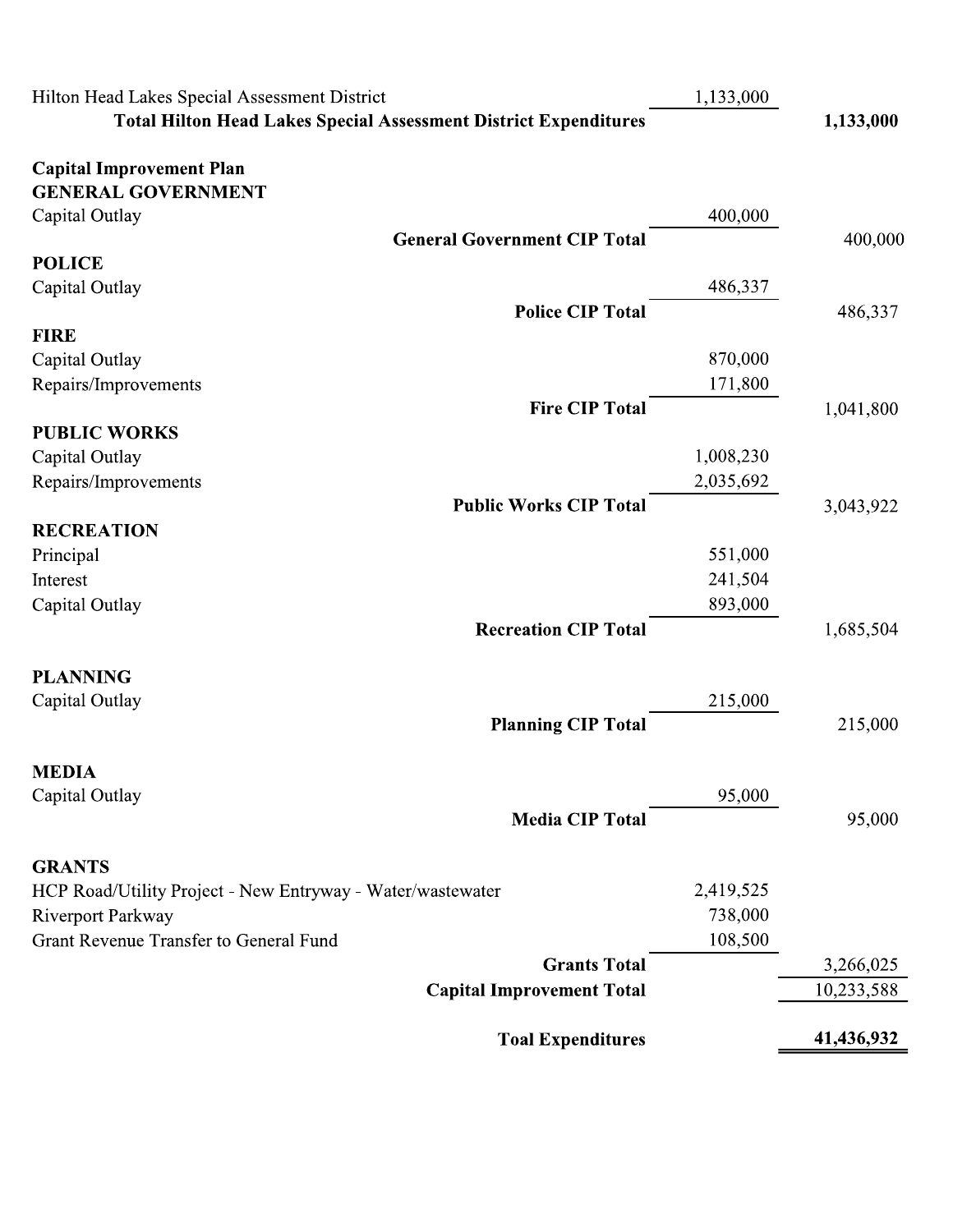| | | |
|---|---|---|
| Hilton Head Lakes Special Assessment District | 1,133,000 | |
| **Total Hilton Head Lakes Special Assessment District Expenditures** | | **1,133,000** |
| | | |
| **Capital Improvement Plan** | | |
| **GENERAL GOVERNMENT** | | |
| Capital Outlay | 400,000 | |
| **General Government CIP Total** | | 400,000 |
| **POLICE** | | |
| Capital Outlay | 486,337 | |
| **Police CIP Total** | | 486,337 |
| **FIRE** | | |
| Capital Outlay | 870,000 | |
| Repairs/Improvements | 171,800 | |
| **Fire CIP Total** | | 1,041,800 |
| **PUBLIC WORKS** | | |
| Capital Outlay | 1,008,230 | |
| Repairs/Improvements | 2,035,692 | |
| **Public Works CIP Total** | | 3,043,922 |
| **RECREATION** | | |
| Principal | 551,000 | |
| Interest | 241,504 | |
| Capital Outlay | 893,000 | |
| **Recreation CIP Total** | | 1,685,504 |
| | | |
| **PLANNING** | | |
| Capital Outlay | 215,000 | |
| **Planning CIP Total** | | 215,000 |
| | | |
| **MEDIA** | | |
| Capital Outlay | 95,000 | |
| **Media CIP Total** | | 95,000 |
| | | |
| **GRANTS** | | |
| HCP Road/Utility Project - New Entryway - Water/wastewater | 2,419,525 | |
| Riverport Parkway | 738,000 | |
| Grant Revenue Transfer to General Fund | 108,500 | |
| **Grants Total** | | 3,266,025 |
| **Capital Improvement Total** | | 10,233,588 |
| | | |
| **Toal Expenditures** | | **41,436,932** |